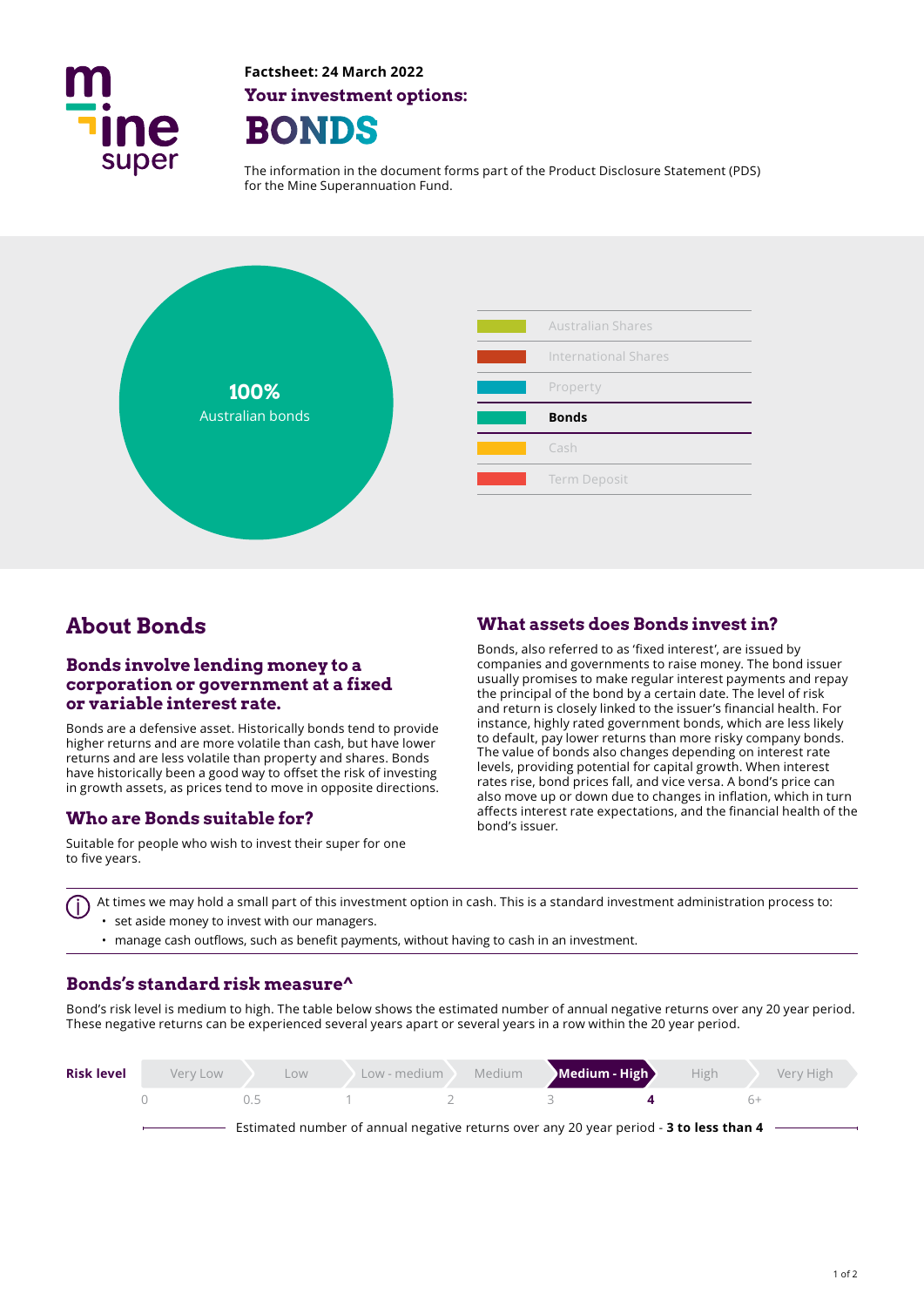Factsheet: 24 March 2022

## Your investment options:

# BONDS

The information in the document forms part of the Product Disclosure Statement (PDS) for the Mine Superannuation Fund.

**100%**
Australian bonds

- Australian Shares
- International Shares
- Property
- **Bonds**
- Cash
- Term Deposit

## About Bonds

### Bonds involve lending money to a corporation or government at a fixed or variable interest rate.

Bonds are a defensive asset. Historically bonds tend to provide higher returns and are more volatile than cash, but have lower returns and are less volatile than property and shares. Bonds have historically been a good way to offset the risk of investing in growth assets, as prices tend to move in opposite directions.

### Who are Bonds suitable for?

Suitable for people who wish to invest their super for one to five years.

### What assets does Bonds invest in?

Bonds, also referred to as 'fixed interest', are issued by companies and governments to raise money. The bond issuer usually promises to make regular interest payments and repay the principal of the bond by a certain date. The level of risk and return is closely linked to the issuer's financial health. For instance, highly rated government bonds, which are less likely to default, pay lower returns than more risky company bonds. The value of bonds also changes depending on interest rate levels, providing potential for capital growth. When interest rates rise, bond prices fall, and vice versa. A bond's price can also move up or down due to changes in inflation, which in turn affects interest rate expectations, and the financial health of the bond's issuer.

At times we may hold a small part of this investment option in cash. This is a standard investment administration process to:
- set aside money to invest with our managers.
- manage cash outflows, such as benefit payments, without having to cash in an investment.

### Bonds's standard risk measure^

Bond's risk level is medium to high. The table below shows the estimated number of annual negative returns over any 20 year period. These negative returns can be experienced several years apart or several years in a row within the 20 year period.

| **Risk level** | Very Low | Low | Low - medium | Medium | **Medium - High** | High | Very High |
|---|---|---|---|---|---|---|---|
| | 0 | 0.5 | 1 | 2 | 3 | **4** | 6+ |

Estimated number of annual negative returns over any 20 year period - **3 to less than 4**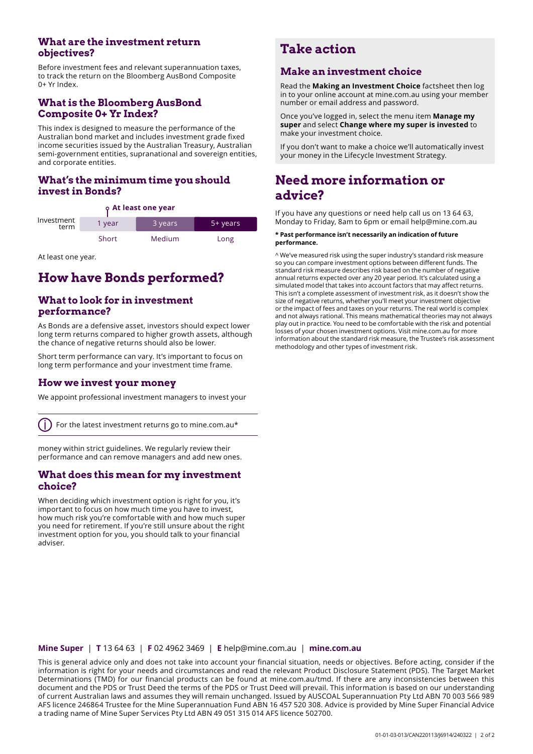## What are the investment return objectives?

Before investment fees and relevant superannuation taxes, to track the return on the Bloomberg AusBond Composite 0+ Yr Index.

## What is the Bloomberg AusBond Composite 0+ Yr Index?

This index is designed to measure the performance of the Australian bond market and includes investment grade fixed income securities issued by the Australian Treasury, Australian semi-government entities, supranational and sovereign entities, and corporate entities.

## What's the minimum time you should invest in Bonds?

**At least one year**

Investment term
1 year
3 years
5+ years
Short
Medium
Long

At least one year.

# How have Bonds performed?

## What to look for in investment performance?

As Bonds are a defensive asset, investors should expect lower long term returns compared to higher growth assets, although the chance of negative returns should also be lower.

Short term performance can vary. It's important to focus on long term performance and your investment time frame.

## How we invest your money

We appoint professional investment managers to invest your money within strict guidelines. We regularly review their performance and can remove managers and add new ones.

For the latest investment returns go to mine.com.au*

## What does this mean for my investment choice?

When deciding which investment option is right for you, it's important to focus on how much time you have to invest, how much risk you're comfortable with and how much super you need for retirement. If you're still unsure about the right investment option for you, you should talk to your financial adviser.

# Take action

## Make an investment choice

Read the **Making an Investment Choice** factsheet then log in to your online account at mine.com.au using your member number or email address and password.

Once you've logged in, select the menu item **Manage my super** and select **Change where my super is invested** to make your investment choice.

If you don't want to make a choice we'll automatically invest your money in the Lifecycle Investment Strategy.

# Need more information or advice?

If you have any questions or need help call us on 13 64 63, Monday to Friday, 8am to 6pm or email help@mine.com.au

**\* Past performance isn't necessarily an indication of future performance.**

^ We've measured risk using the super industry's standard risk measure so you can compare investment options between different funds. The standard risk measure describes risk based on the number of negative annual returns expected over any 20 year period. It's calculated using a simulated model that takes into account factors that may affect returns. This isn't a complete assessment of investment risk, as it doesn't show the size of negative returns, whether you'll meet your investment objective or the impact of fees and taxes on your returns. The real world is complex and not always rational. This means mathematical theories may not always play out in practice. You need to be comfortable with the risk and potential losses of your chosen investment options. Visit mine.com.au for more information about the standard risk measure, the Trustee's risk assessment methodology and other types of investment risk.

**Mine Super** | **T** 13 64 63 | **F** 02 4962 3469 | **E** help@mine.com.au | **mine.com.au**

This is general advice only and does not take into account your financial situation, needs or objectives. Before acting, consider if the information is right for your needs and circumstances and read the relevant Product Disclosure Statement (PDS). The Target Market Determinations (TMD) for our financial products can be found at mine.com.au/tmd. If there are any inconsistencies between this document and the PDS or Trust Deed the terms of the PDS or Trust Deed will prevail. This information is based on our understanding of current Australian laws and assumes they will remain unchanged. Issued by AUSCOAL Superannuation Pty Ltd ABN 70 003 566 989 AFS licence 246864 Trustee for the Mine Superannuation Fund ABN 16 457 520 308. Advice is provided by Mine Super Financial Advice a trading name of Mine Super Services Pty Ltd ABN 49 051 315 014 AFS licence 502700.

01-01-03-013/CAN220113/J6914/240322